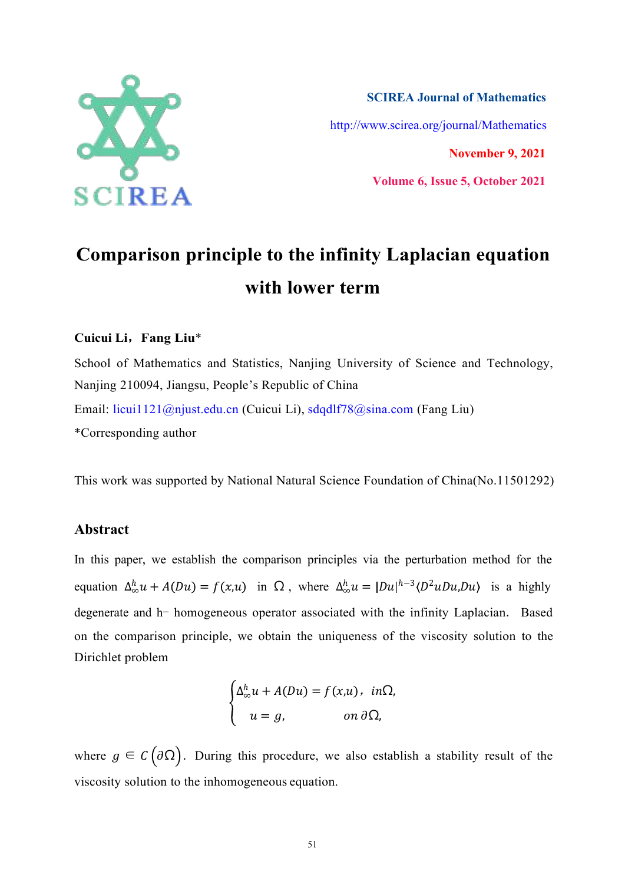SCIREA Journal of Mathematics

http://www.scirea.org/journal/Mathematics

November 9, 2021

Volume 6, Issue 5, October 2021

# Comparison principle to the infinity Laplacian equation with lower term

**Cuicui Li，Fang Liu***

School of Mathematics and Statistics, Nanjing University of Science and Technology, Nanjing 210094, Jiangsu, People's Republic of China

Email: licui1121@njust.edu.cn (Cuicui Li), sdqdlf78@sina.com (Fang Liu)

*Corresponding author

This work was supported by National Natural Science Foundation of China(No.11501292)

## Abstract

In this paper, we establish the comparison principles via the perturbation method for the equation $\Delta_\infty^h u + A(Du) = f(x,u)$ in $\Omega$, where $\Delta_\infty^h u = |Du|^{h-3}\langle D^2uDu, Du\rangle$ is a highly degenerate and h− homogeneous operator associated with the infinity Laplacian. Based on the comparison principle, we obtain the uniqueness of the viscosity solution to the Dirichlet problem

$$\begin{cases} \Delta_\infty^h u + A(Du) = f(x,u), & in\,\Omega, \\ u = g, & on\,\partial\Omega, \end{cases}$$

where $g \in C\left(\partial\Omega\right)$. During this procedure, we also establish a stability result of the viscosity solution to the inhomogeneous equation.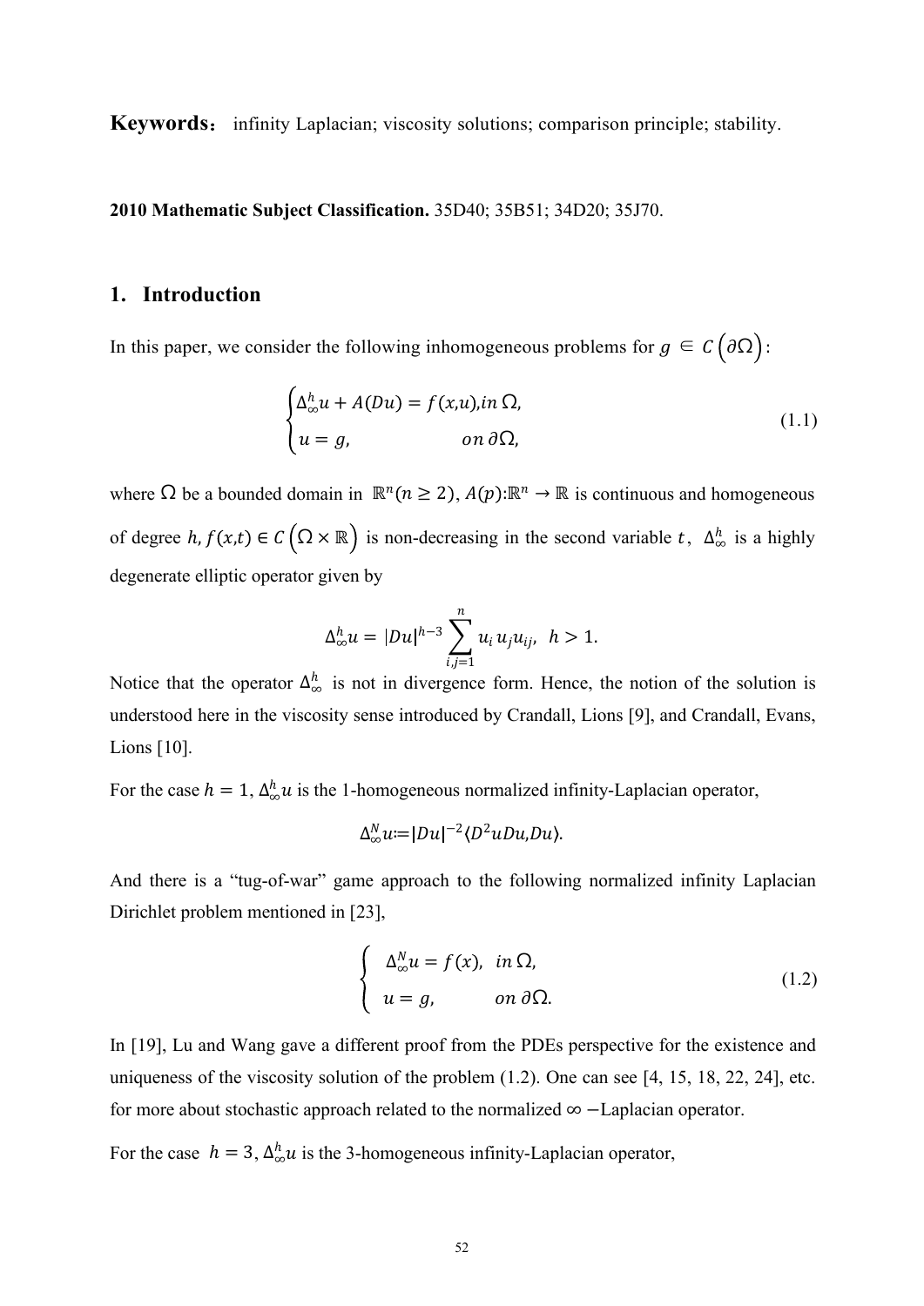**Keywords：** infinity Laplacian; viscosity solutions; comparison principle; stability.

**2010 Mathematic Subject Classification.** 35D40; 35B51; 34D20; 35J70.

## 1. Introduction

In this paper, we consider the following inhomogeneous problems for $g \in C\left(\partial\Omega\right)$:

$$\begin{cases} \Delta_{\infty}^{h} u + A(Du) = f(x,u), in\ \Omega, \\ u = g, \qquad\qquad\qquad on\ \partial\Omega, \end{cases} \tag{1.1}$$

where $\Omega$ be a bounded domain in $\mathbb{R}^n (n \geq 2)$, $A(p)$:$\mathbb{R}^n \to \mathbb{R}$ is continuous and homogeneous of degree $h$, $f(x,t) \in C\left(\Omega \times \mathbb{R}\right)$ is non-decreasing in the second variable $t$, $\Delta_{\infty}^{h}$ is a highly degenerate elliptic operator given by

$$\Delta_{\infty}^{h} u = |Du|^{h-3} \sum_{i,j=1}^{n} u_i u_j u_{ij}, \ \ h > 1.$$

Notice that the operator $\Delta_{\infty}^{h}$ is not in divergence form. Hence, the notion of the solution is understood here in the viscosity sense introduced by Crandall, Lions [9], and Crandall, Evans, Lions [10].

For the case $h = 1$, $\Delta_{\infty}^{h} u$ is the 1-homogeneous normalized infinity-Laplacian operator,

$$\Delta_{\infty}^{N} u := |Du|^{-2} \langle D^2 u Du, Du \rangle.$$

And there is a "tug-of-war" game approach to the following normalized infinity Laplacian Dirichlet problem mentioned in [23],

$$\begin{cases} \Delta_{\infty}^{N} u = f(x), \ \ in\ \Omega, \\ u = g, \qquad\qquad on\ \partial\Omega. \end{cases} \tag{1.2}$$

In [19], Lu and Wang gave a different proof from the PDEs perspective for the existence and uniqueness of the viscosity solution of the problem (1.2). One can see [4, 15, 18, 22, 24], etc. for more about stochastic approach related to the normalized $\infty$ −Laplacian operator.

For the case $h = 3$, $\Delta_{\infty}^{h} u$ is the 3-homogeneous infinity-Laplacian operator,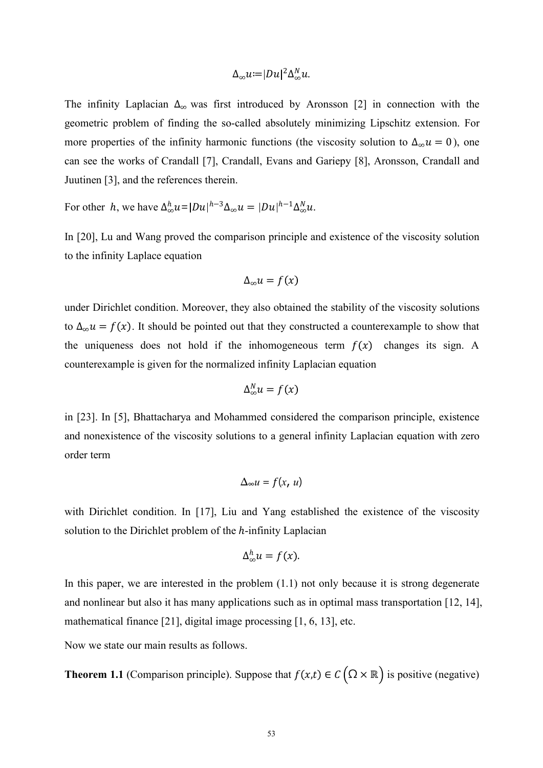$$\Delta_\infty u := |Du|^2 \Delta_\infty^N u.$$

The infinity Laplacian $\Delta_\infty$ was first introduced by Aronsson [2] in connection with the geometric problem of finding the so-called absolutely minimizing Lipschitz extension. For more properties of the infinity harmonic functions (the viscosity solution to $\Delta_\infty u = 0$), one can see the works of Crandall [7], Crandall, Evans and Gariepy [8], Aronsson, Crandall and Juutinen [3], and the references therein.

For other $h$, we have $\Delta_\infty^h u = |Du|^{h-3} \Delta_\infty u = |Du|^{h-1} \Delta_\infty^N u$.

In [20], Lu and Wang proved the comparison principle and existence of the viscosity solution to the infinity Laplace equation

$$\Delta_\infty u = f(x)$$

under Dirichlet condition. Moreover, they also obtained the stability of the viscosity solutions to $\Delta_\infty u = f(x)$. It should be pointed out that they constructed a counterexample to show that the uniqueness does not hold if the inhomogeneous term $f(x)$ changes its sign. A counterexample is given for the normalized infinity Laplacian equation

$$\Delta_\infty^N u = f(x)$$

in [23]. In [5], Bhattacharya and Mohammed considered the comparison principle, existence and nonexistence of the viscosity solutions to a general infinity Laplacian equation with zero order term

$$\Delta_\infty u = f(x, u)$$

with Dirichlet condition. In [17], Liu and Yang established the existence of the viscosity solution to the Dirichlet problem of the $h$-infinity Laplacian

$$\Delta_\infty^h u = f(x).$$

In this paper, we are interested in the problem (1.1) not only because it is strong degenerate and nonlinear but also it has many applications such as in optimal mass transportation [12, 14], mathematical finance [21], digital image processing [1, 6, 13], etc.

Now we state our main results as follows.

**Theorem 1.1** (Comparison principle). Suppose that $f(x,t) \in C\left(\Omega \times \mathbb{R}\right)$ is positive (negative)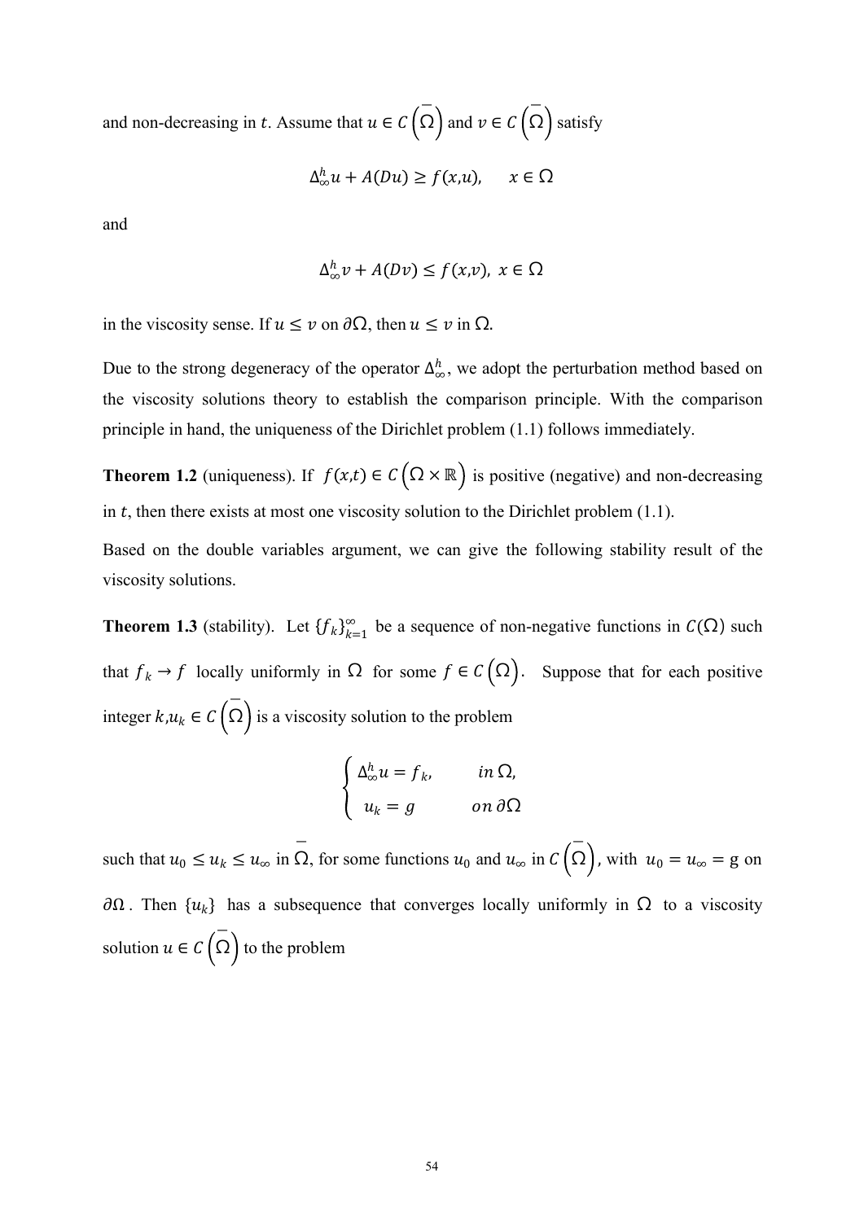and non-decreasing in $t$. Assume that $u \in C\left(\overline{\Omega}\right)$ and $v \in C\left(\overline{\Omega}\right)$ satisfy

$$\Delta_\infty^h u + A(Du) \geq f(x,u), \qquad x \in \Omega$$

and

$$\Delta_\infty^h v + A(Dv) \leq f(x,v), \ x \in \Omega$$

in the viscosity sense. If $u \leq v$ on $\partial\Omega$, then $u \leq v$ in $\Omega$.

Due to the strong degeneracy of the operator $\Delta_\infty^h$, we adopt the perturbation method based on the viscosity solutions theory to establish the comparison principle. With the comparison principle in hand, the uniqueness of the Dirichlet problem (1.1) follows immediately.

**Theorem 1.2** (uniqueness). If $f(x,t) \in C\left(\Omega \times \mathbb{R}\right)$ is positive (negative) and non-decreasing in $t$, then there exists at most one viscosity solution to the Dirichlet problem (1.1).

Based on the double variables argument, we can give the following stability result of the viscosity solutions.

**Theorem 1.3** (stability). Let $\{f_k\}_{k=1}^{\infty}$ be a sequence of non-negative functions in $C(\Omega)$ such that $f_k \to f$ locally uniformly in $\Omega$ for some $f \in C\left(\Omega\right)$. Suppose that for each positive integer $k, u_k \in C\left(\overline{\Omega}\right)$ is a viscosity solution to the problem

$$\begin{cases} \Delta_\infty^h u = f_k, & in\ \Omega, \\ u_k = g & on\ \partial\Omega \end{cases}$$

such that $u_0 \leq u_k \leq u_\infty$ in $\overline{\Omega}$, for some functions $u_0$ and $u_\infty$ in $C\left(\overline{\Omega}\right)$, with $u_0 = u_\infty =$ g on $\partial\Omega$. Then $\{u_k\}$ has a subsequence that converges locally uniformly in $\Omega$ to a viscosity solution $u \in C\left(\overline{\Omega}\right)$ to the problem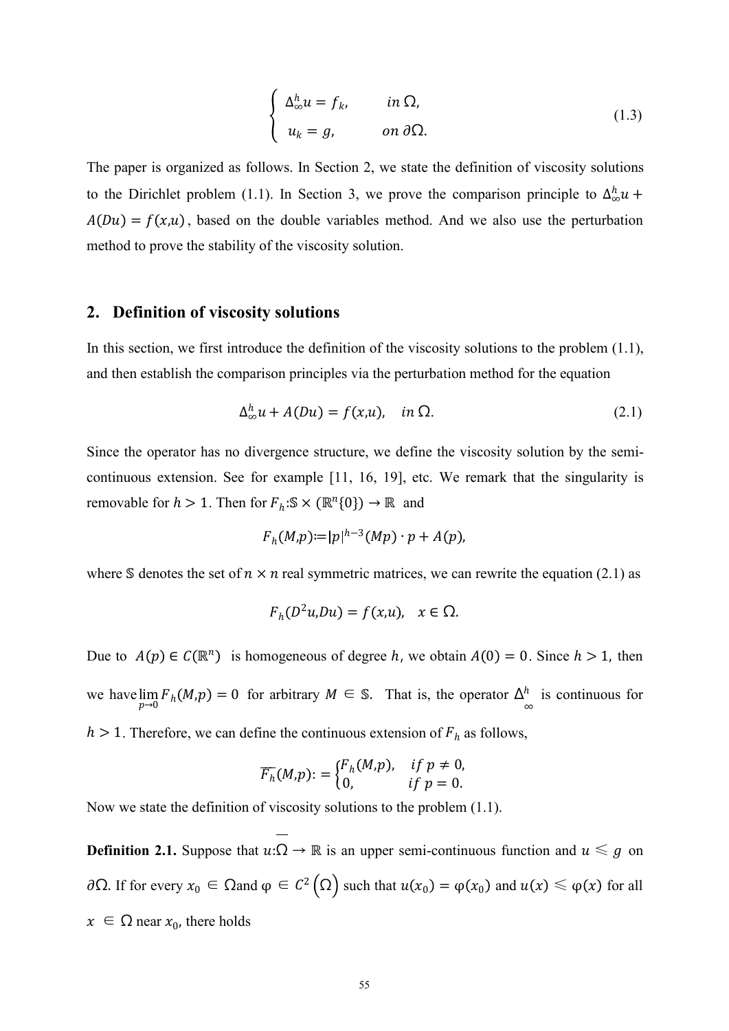$$
\begin{cases} \Delta_\infty^h u = f_k, & in\ \Omega, \\ u_k = g, & on\ \partial\Omega. \end{cases} \tag{1.3}
$$

The paper is organized as follows. In Section 2, we state the definition of viscosity solutions to the Dirichlet problem (1.1). In Section 3, we prove the comparison principle to $\Delta_\infty^h u + A(Du) = f(x,u)$, based on the double variables method. And we also use the perturbation method to prove the stability of the viscosity solution.

## 2. Definition of viscosity solutions

In this section, we first introduce the definition of the viscosity solutions to the problem (1.1), and then establish the comparison principles via the perturbation method for the equation

$$
\Delta_\infty^h u + A(Du) = f(x,u), \quad in\ \Omega. \tag{2.1}
$$

Since the operator has no divergence structure, we define the viscosity solution by the semi-continuous extension. See for example [11, 16, 19], etc. We remark that the singularity is removable for $h > 1$. Then for $F_h : \mathbb{S} \times (\mathbb{R}^n\{0\}) \to \mathbb{R}$ and

$$
F_h(M,p) := |p|^{h-3}(Mp) \cdot p + A(p),
$$

where $\mathbb{S}$ denotes the set of $n \times n$ real symmetric matrices, we can rewrite the equation (2.1) as

$$
F_h(D^2u, Du) = f(x,u), \quad x \in \Omega.
$$

Due to $A(p) \in C(\mathbb{R}^n)$ is homogeneous of degree $h$, we obtain $A(0) = 0$. Since $h > 1$, then we have $\lim_{p \to 0} F_h(M,p) = 0$ for arbitrary $M \in \mathbb{S}$. That is, the operator $\Delta_\infty^h$ is continuous for $h > 1$. Therefore, we can define the continuous extension of $F_h$ as follows,

$$
\overline{F_h}(M,p) := \begin{cases} F_h(M,p), & if\ p \neq 0, \\ 0, & if\ p = 0. \end{cases}
$$

Now we state the definition of viscosity solutions to the problem (1.1).

**Definition 2.1.** Suppose that $u : \overline{\Omega} \to \mathbb{R}$ is an upper semi-continuous function and $u \leqslant g$ on $\partial\Omega$. If for every $x_0 \in \Omega$ and $\varphi \in C^2(\Omega)$ such that $u(x_0) = \varphi(x_0)$ and $u(x) \leqslant \varphi(x)$ for all $x \in \Omega$ near $x_0$, there holds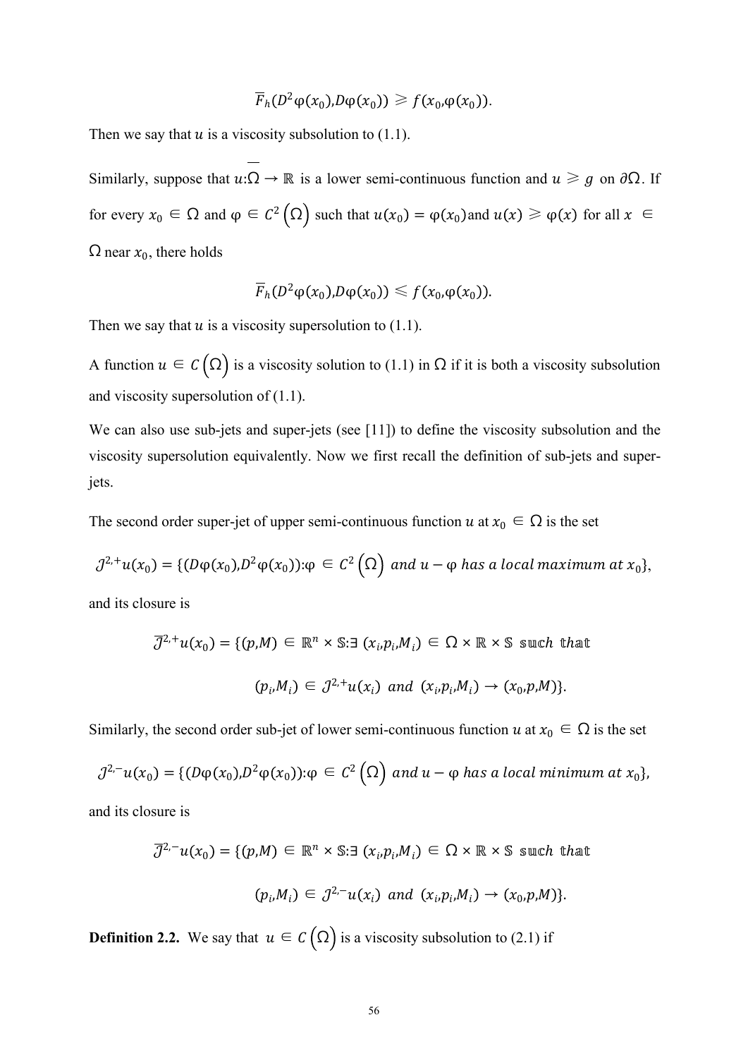$$\overline{F}_h(D^2\varphi(x_0),D\varphi(x_0)) \geqslant f(x_0,\varphi(x_0)).$$

Then we say that $u$ is a viscosity subsolution to (1.1).

Similarly, suppose that $u:\overline{\Omega} \to \mathbb{R}$ is a lower semi-continuous function and $u \geqslant g$ on $\partial\Omega$. If for every $x_0 \in \Omega$ and $\varphi \in C^2\left(\Omega\right)$ such that $u(x_0) = \varphi(x_0)$and $u(x) \geqslant \varphi(x)$ for all $x \in \Omega$ near $x_0$, there holds

$$\overline{F}_h(D^2\varphi(x_0),D\varphi(x_0)) \leqslant f(x_0,\varphi(x_0)).$$

Then we say that $u$ is a viscosity supersolution to (1.1).

A function $u \in C\left(\Omega\right)$ is a viscosity solution to (1.1) in $\Omega$ if it is both a viscosity subsolution and viscosity supersolution of (1.1).

We can also use sub-jets and super-jets (see [11]) to define the viscosity subsolution and the viscosity supersolution equivalently. Now we first recall the definition of sub-jets and super-jets.

The second order super-jet of upper semi-continuous function $u$ at $x_0 \in \Omega$ is the set

$$\mathcal{J}^{2,+}u(x_0) = \{(D\varphi(x_0),D^2\varphi(x_0)):\varphi \in C^2\left(\Omega\right) \ and\ u - \varphi\ has\ a\ local\ maximum\ at\ x_0\},$$

and its closure is

$$\overline{\mathcal{J}}^{2,+}u(x_0) = \{(p,M) \in \mathbb{R}^n \times \mathbb{S}:\exists\ (x_i,p_i,M_i) \in \Omega \times \mathbb{R} \times \mathbb{S}\ \text{such that}$$

$$(p_i,M_i) \in \mathcal{J}^{2,+}u(x_i)\ and\ (x_i,p_i,M_i) \to (x_0,p,M)\}.$$

Similarly, the second order sub-jet of lower semi-continuous function $u$ at $x_0 \in \Omega$ is the set

$$\mathcal{J}^{2,-}u(x_0) = \{(D\varphi(x_0),D^2\varphi(x_0)):\varphi \in C^2\left(\Omega\right) \ and\ u - \varphi\ has\ a\ local\ minimum\ at\ x_0\},$$

and its closure is

$$\overline{\mathcal{J}}^{2,-}u(x_0) = \{(p,M) \in \mathbb{R}^n \times \mathbb{S}:\exists\ (x_i,p_i,M_i) \in \Omega \times \mathbb{R} \times \mathbb{S}\ \text{such that}$$

$$(p_i,M_i) \in \mathcal{J}^{2,-}u(x_i)\ and\ (x_i,p_i,M_i) \to (x_0,p,M)\}.$$

**Definition 2.2.** We say that $u \in C\left(\Omega\right)$ is a viscosity subsolution to (2.1) if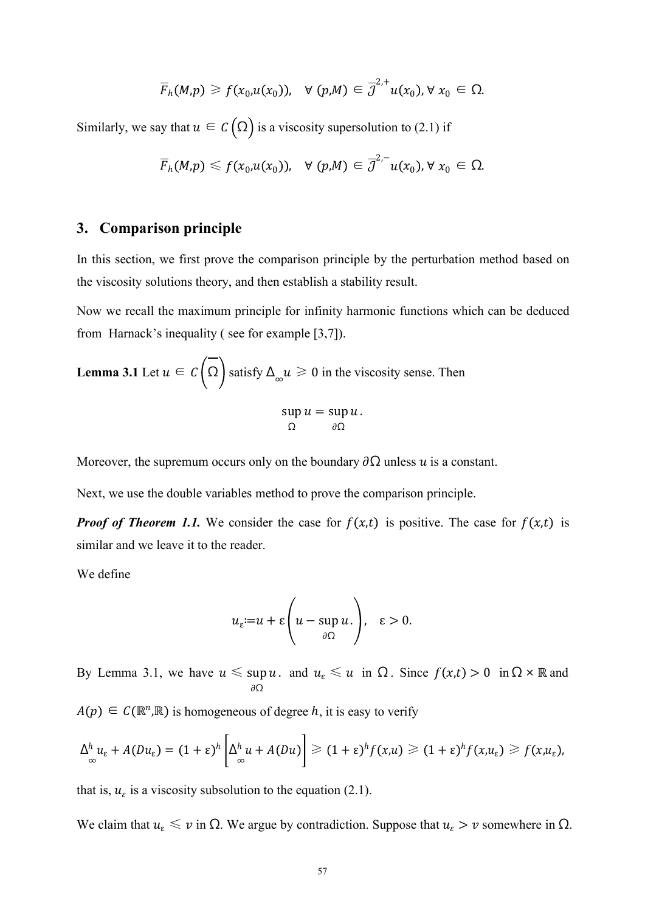$$\overline{F}_h(M,p) \geqslant f(x_0,u(x_0)), \quad \forall\ (p,M) \in \overline{\mathcal{J}}^{2,+}u(x_0), \forall\ x_0 \in \Omega.$$

Similarly, we say that $u \in C\left(\Omega\right)$ is a viscosity supersolution to (2.1) if

$$\overline{F}_h(M,p) \leqslant f(x_0,u(x_0)), \quad \forall\ (p,M) \in \overline{\mathcal{J}}^{2,-}u(x_0), \forall\ x_0 \in \Omega.$$

## 3. Comparison principle

In this section, we first prove the comparison principle by the perturbation method based on the viscosity solutions theory, and then establish a stability result.

Now we recall the maximum principle for infinity harmonic functions which can be deduced from Harnack's inequality ( see for example [3,7]).

**Lemma 3.1** Let $u \in C\left(\overline{\Omega}\right)$ satisfy $\Delta_\infty u \geqslant 0$ in the viscosity sense. Then

$$\sup_{\Omega} u = \sup_{\partial\Omega} u\,.$$

Moreover, the supremum occurs only on the boundary $\partial\Omega$ unless $u$ is a constant.

Next, we use the double variables method to prove the comparison principle.

***Proof of Theorem 1.1.*** We consider the case for $f(x,t)$ is positive. The case for $f(x,t)$ is similar and we leave it to the reader.

We define

$$u_\varepsilon := u + \varepsilon\left(u - \sup_{\partial\Omega} u.\right), \quad \varepsilon > 0.$$

By Lemma 3.1, we have $u \leqslant \sup_{\partial\Omega} u.$ and $u_\varepsilon \leqslant u$ in $\Omega$. Since $f(x,t) > 0$ in $\Omega \times \mathbb{R}$ and $A(p) \in C(\mathbb{R}^n,\mathbb{R})$ is homogeneous of degree $h$, it is easy to verify

$$\Delta_\infty^h u_\varepsilon + A(Du_\varepsilon) = (1+\varepsilon)^h\left[\Delta_\infty^h u + A(Du)\right] \geqslant (1+\varepsilon)^h f(x,u) \geqslant (1+\varepsilon)^h f(x,u_\varepsilon) \geqslant f(x,u_\varepsilon),$$

that is, $u_\varepsilon$ is a viscosity subsolution to the equation (2.1).

We claim that $u_\varepsilon \leqslant v$ in $\Omega$. We argue by contradiction. Suppose that $u_\varepsilon > v$ somewhere in $\Omega$.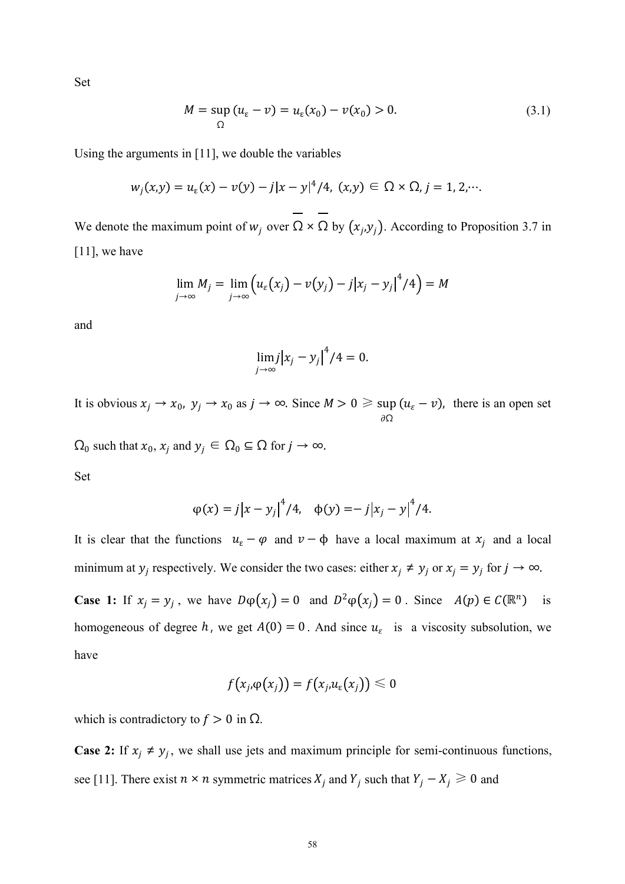Set

$$M = \sup_{\Omega} (u_\varepsilon - v) = u_\varepsilon(x_0) - v(x_0) > 0. \tag{3.1}$$

Using the arguments in [11], we double the variables

$$w_j(x,y) = u_\varepsilon(x) - v(y) - j|x-y|^4/4,\ (x,y) \in \Omega \times \Omega, j = 1, 2, \cdots.$$

We denote the maximum point of $w_j$ over $\overline{\Omega} \times \overline{\Omega}$ by $(x_j, y_j)$. According to Proposition 3.7 in [11], we have

$$\lim_{j\to\infty} M_j = \lim_{j\to\infty} \left( u_\varepsilon(x_j) - v(y_j) - j\left|x_j - y_j\right|^4/4 \right) = M$$

and

$$\lim_{j\to\infty} j\left|x_j - y_j\right|^4/4 = 0.$$

It is obvious $x_j \to x_0,\ y_j \to x_0$ as $j \to \infty$. Since $M > 0 \geqslant \sup_{\partial\Omega} (u_\varepsilon - v)$, there is an open set $\Omega_0$ such that $x_0$, $x_j$ and $y_j \in \Omega_0 \subseteq \Omega$ for $j \to \infty$.

Set

$$\varphi(x) = j\left|x - y_j\right|^4/4, \quad \phi(y) = - j\left|x_j - y\right|^4/4.$$

It is clear that the functions $u_\varepsilon - \varphi$ and $v - \phi$ have a local maximum at $x_j$ and a local minimum at $y_j$ respectively. We consider the two cases: either $x_j \neq y_j$ or $x_j = y_j$ for $j \to \infty$.

**Case 1:** If $x_j = y_j$, we have $D\varphi(x_j) = 0$ and $D^2\varphi(x_j) = 0$. Since $A(p) \in C(\mathbb{R}^n)$ is homogeneous of degree $h$, we get $A(0) = 0$. And since $u_\varepsilon$ is a viscosity subsolution, we have

$$f(x_j, \varphi(x_j)) = f(x_j, u_\varepsilon(x_j)) \leqslant 0$$

which is contradictory to $f > 0$ in $\Omega$.

**Case 2:** If $x_j \neq y_j$, we shall use jets and maximum principle for semi-continuous functions, see [11]. There exist $n \times n$ symmetric matrices $X_j$ and $Y_j$ such that $Y_j - X_j \geqslant 0$ and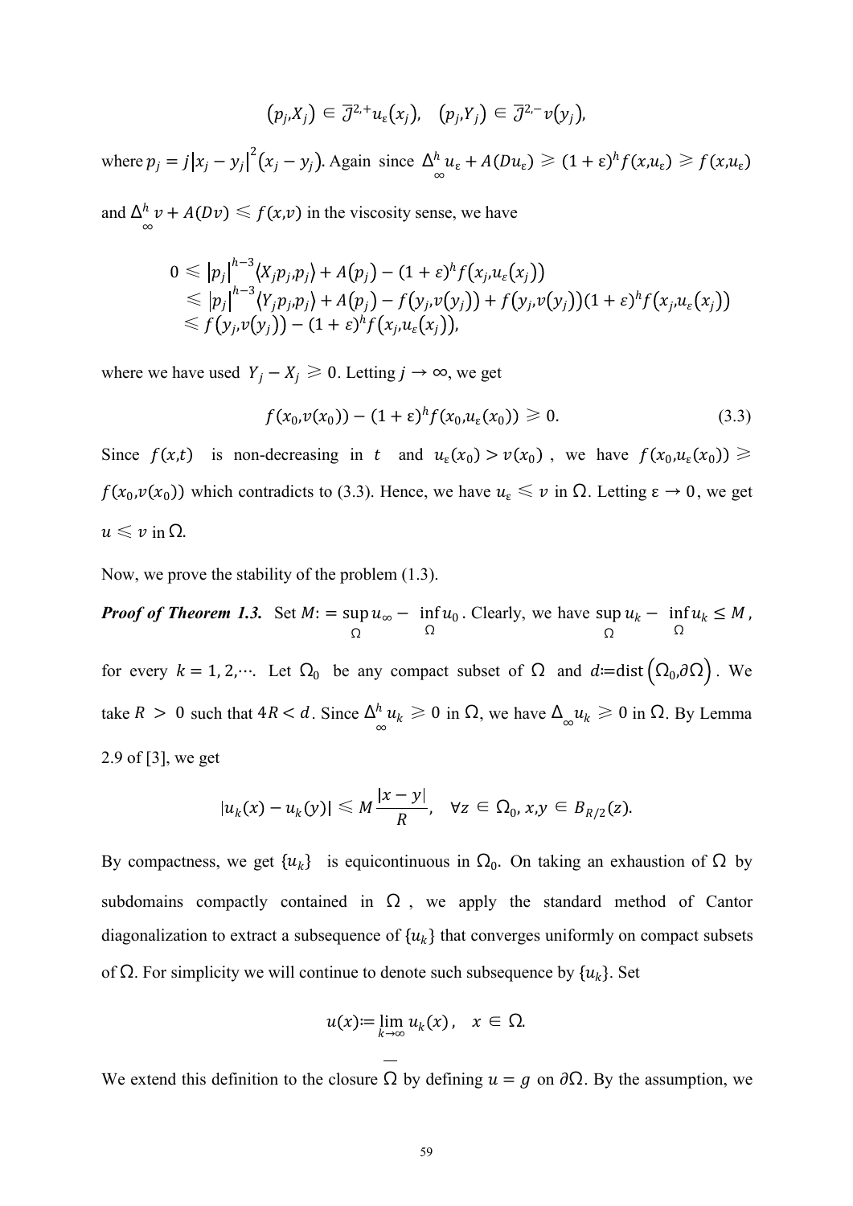$$\left(p_j, X_j\right) \in \overline{\mathcal{J}}^{2,+} u_\varepsilon\left(x_j\right), \quad \left(p_j, Y_j\right) \in \overline{\mathcal{J}}^{2,-} v\left(y_j\right),$$

where $p_j = j\left|x_j - y_j\right|^2\left(x_j - y_j\right)$. Again since $\Delta_\infty^h u_\varepsilon + A(Du_\varepsilon) \geqslant (1+\varepsilon)^h f(x, u_\varepsilon) \geqslant f(x, u_\varepsilon)$ and $\Delta_\infty^h v + A(Dv) \leqslant f(x, v)$ in the viscosity sense, we have

$$\begin{aligned} 0 &\leqslant \left|p_j\right|^{h-3}\langle X_j p_j, p_j\rangle + A\left(p_j\right) - (1+\varepsilon)^h f\left(x_j, u_\varepsilon\left(x_j\right)\right) \\ &\leqslant \left|p_j\right|^{h-3}\langle Y_j p_j, p_j\rangle + A\left(p_j\right) - f\left(y_j, v\left(y_j\right)\right) + f\left(y_j, v\left(y_j\right)\right)(1+\varepsilon)^h f\left(x_j, u_\varepsilon\left(x_j\right)\right) \\ &\leqslant f\left(y_j, v\left(y_j\right)\right) - (1+\varepsilon)^h f\left(x_j, u_\varepsilon\left(x_j\right)\right), \end{aligned}$$

where we have used $Y_j - X_j \geqslant 0$. Letting $j \to \infty$, we get

$$f(x_0, v(x_0)) - (1+\varepsilon)^h f(x_0, u_\varepsilon(x_0)) \geqslant 0. \tag{3.3}$$

Since $f(x,t)$ is non-decreasing in $t$ and $u_\varepsilon(x_0) > v(x_0)$, we have $f(x_0, u_\varepsilon(x_0)) \geqslant f(x_0, v(x_0))$ which contradicts to (3.3). Hence, we have $u_\varepsilon \leqslant v$ in $\Omega$. Letting $\varepsilon \to 0$, we get $u \leqslant v$ in $\Omega$.

Now, we prove the stability of the problem (1.3).

***Proof of Theorem 1.3.*** Set $M := \sup_\Omega u_\infty - \inf_\Omega u_0$. Clearly, we have $\sup_\Omega u_k - \inf_\Omega u_k \leq M$, for every $k = 1, 2, \cdots$. Let $\Omega_0$ be any compact subset of $\Omega$ and $d := \operatorname{dist}\left(\Omega_0, \partial\Omega\right)$. We take $R > 0$ such that $4R < d$. Since $\Delta_\infty^h u_k \geqslant 0$ in $\Omega$, we have $\Delta_\infty u_k \geqslant 0$ in $\Omega$. By Lemma 2.9 of [3], we get

$$|u_k(x) - u_k(y)| \leqslant M\frac{|x-y|}{R}, \quad \forall z \in \Omega_0, x, y \in B_{R/2}(z).$$

By compactness, we get $\{u_k\}$ is equicontinuous in $\Omega_0$. On taking an exhaustion of $\Omega$ by subdomains compactly contained in $\Omega$, we apply the standard method of Cantor diagonalization to extract a subsequence of $\{u_k\}$ that converges uniformly on compact subsets of $\Omega$. For simplicity we will continue to denote such subsequence by $\{u_k\}$. Set

$$u(x) := \lim_{k\to\infty} u_k(x), \quad x \in \Omega.$$

We extend this definition to the closure $\overline{\Omega}$ by defining $u = g$ on $\partial\Omega$. By the assumption, we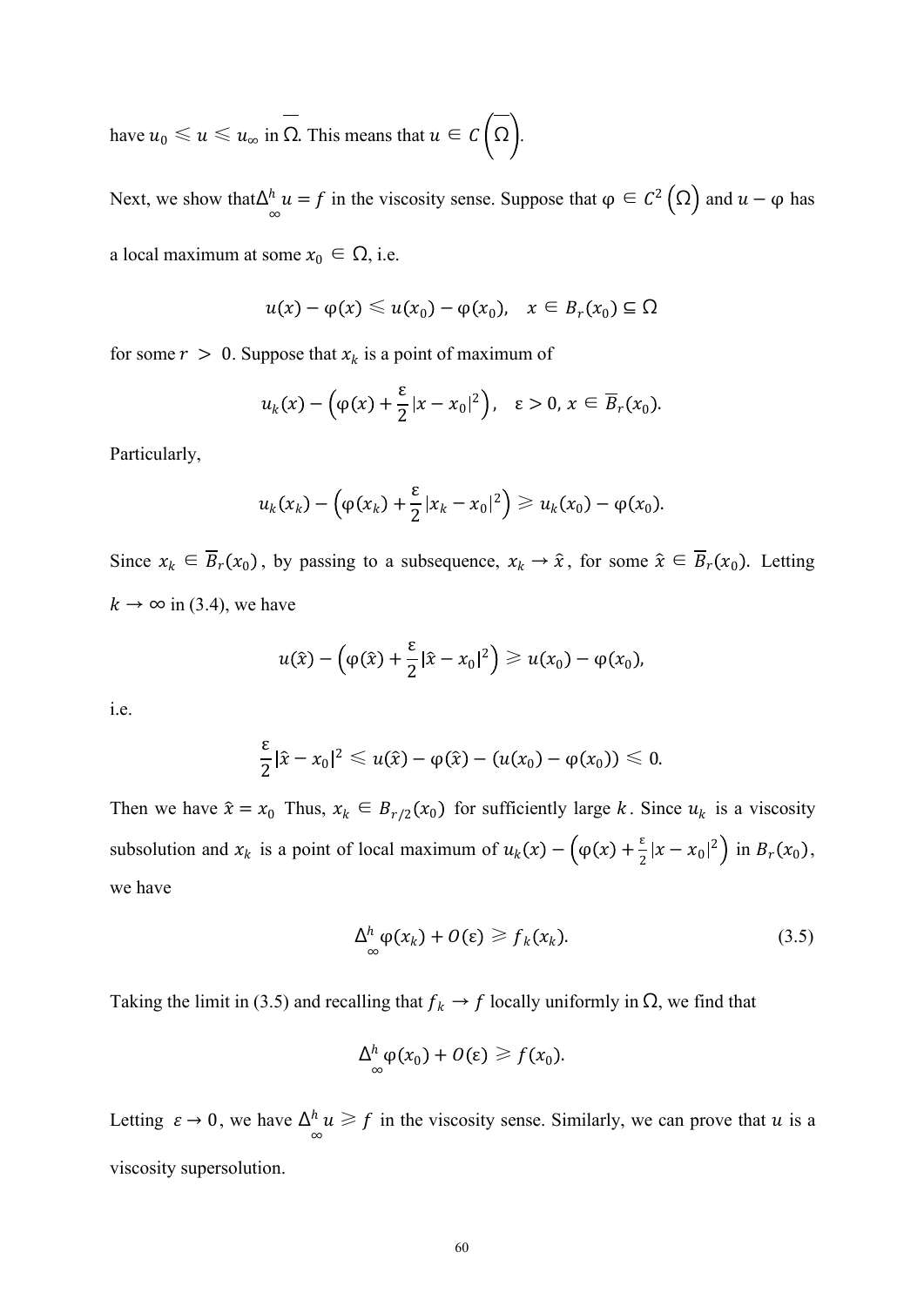have $u_0 \leqslant u \leqslant u_\infty$ in $\overline{\Omega}$. This means that $u \in C\left(\overline{\Omega}\right)$.

Next, we show that $\Delta_\infty^h u = f$ in the viscosity sense. Suppose that $\varphi \in C^2\left(\Omega\right)$ and $u - \varphi$ has a local maximum at some $x_0 \in \Omega$, i.e.

$$u(x) - \varphi(x) \leqslant u(x_0) - \varphi(x_0), \quad x \in B_r(x_0) \subseteq \Omega$$

for some $r > 0$. Suppose that $x_k$ is a point of maximum of

$$u_k(x) - \left(\varphi(x) + \frac{\varepsilon}{2}|x - x_0|^2\right), \quad \varepsilon > 0, x \in \overline{B}_r(x_0).$$

Particularly,

$$u_k(x_k) - \left(\varphi(x_k) + \frac{\varepsilon}{2}|x_k - x_0|^2\right) \geqslant u_k(x_0) - \varphi(x_0).$$

Since $x_k \in \overline{B}_r(x_0)$, by passing to a subsequence, $x_k \to \hat{x}$, for some $\hat{x} \in \overline{B}_r(x_0)$. Letting $k \to \infty$ in (3.4), we have

$$u(\hat{x}) - \left(\varphi(\hat{x}) + \frac{\varepsilon}{2}|\hat{x} - x_0|^2\right) \geqslant u(x_0) - \varphi(x_0),$$

i.e.

$$\frac{\varepsilon}{2}|\hat{x} - x_0|^2 \leqslant u(\hat{x}) - \varphi(\hat{x}) - (u(x_0) - \varphi(x_0)) \leqslant 0.$$

Then we have $\hat{x} = x_0$ Thus, $x_k \in B_{r/2}(x_0)$ for sufficiently large $k$. Since $u_k$ is a viscosity subsolution and $x_k$ is a point of local maximum of $u_k(x) - \left(\varphi(x) + \frac{\varepsilon}{2}|x - x_0|^2\right)$ in $B_r(x_0)$, we have

$$\Delta_\infty^h \varphi(x_k) + O(\varepsilon) \geqslant f_k(x_k). \tag{3.5}$$

Taking the limit in (3.5) and recalling that $f_k \to f$ locally uniformly in $\Omega$, we find that

$$\Delta_\infty^h \varphi(x_0) + O(\varepsilon) \geqslant f(x_0).$$

Letting $\varepsilon \to 0$, we have $\Delta_\infty^h u \geqslant f$ in the viscosity sense. Similarly, we can prove that $u$ is a viscosity supersolution.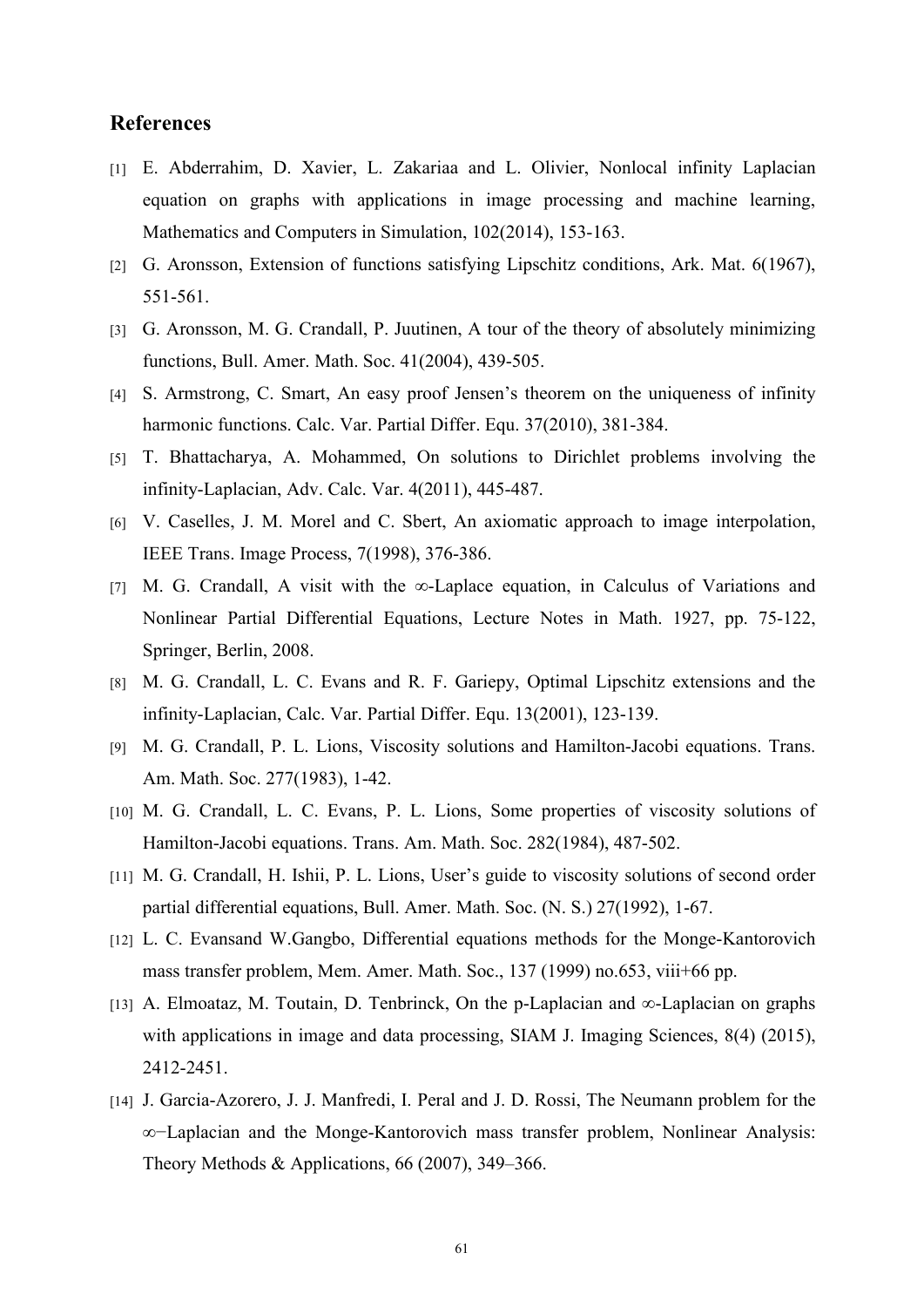## References

[1] E. Abderrahim, D. Xavier, L. Zakariaa and L. Olivier, Nonlocal infinity Laplacian equation on graphs with applications in image processing and machine learning, Mathematics and Computers in Simulation, 102(2014), 153-163.

[2] G. Aronsson, Extension of functions satisfying Lipschitz conditions, Ark. Mat. 6(1967), 551-561.

[3] G. Aronsson, M. G. Crandall, P. Juutinen, A tour of the theory of absolutely minimizing functions, Bull. Amer. Math. Soc. 41(2004), 439-505.

[4] S. Armstrong, C. Smart, An easy proof Jensen's theorem on the uniqueness of infinity harmonic functions. Calc. Var. Partial Differ. Equ. 37(2010), 381-384.

[5] T. Bhattacharya, A. Mohammed, On solutions to Dirichlet problems involving the infinity-Laplacian, Adv. Calc. Var. 4(2011), 445-487.

[6] V. Caselles, J. M. Morel and C. Sbert, An axiomatic approach to image interpolation, IEEE Trans. Image Process, 7(1998), 376-386.

[7] M. G. Crandall, A visit with the $\infty$-Laplace equation, in Calculus of Variations and Nonlinear Partial Differential Equations, Lecture Notes in Math. 1927, pp. 75-122, Springer, Berlin, 2008.

[8] M. G. Crandall, L. C. Evans and R. F. Gariepy, Optimal Lipschitz extensions and the infinity-Laplacian, Calc. Var. Partial Differ. Equ. 13(2001), 123-139.

[9] M. G. Crandall, P. L. Lions, Viscosity solutions and Hamilton-Jacobi equations. Trans. Am. Math. Soc. 277(1983), 1-42.

[10] M. G. Crandall, L. C. Evans, P. L. Lions, Some properties of viscosity solutions of Hamilton-Jacobi equations. Trans. Am. Math. Soc. 282(1984), 487-502.

[11] M. G. Crandall, H. Ishii, P. L. Lions, User's guide to viscosity solutions of second order partial differential equations, Bull. Amer. Math. Soc. (N. S.) 27(1992), 1-67.

[12] L. C. Evansand W.Gangbo, Differential equations methods for the Monge-Kantorovich mass transfer problem, Mem. Amer. Math. Soc., 137 (1999) no.653, viii+66 pp.

[13] A. Elmoataz, M. Toutain, D. Tenbrinck, On the p-Laplacian and $\infty$-Laplacian on graphs with applications in image and data processing, SIAM J. Imaging Sciences, 8(4) (2015), 2412-2451.

[14] J. Garcia-Azorero, J. J. Manfredi, I. Peral and J. D. Rossi, The Neumann problem for the $\infty$−Laplacian and the Monge-Kantorovich mass transfer problem, Nonlinear Analysis: Theory Methods & Applications, 66 (2007), 349–366.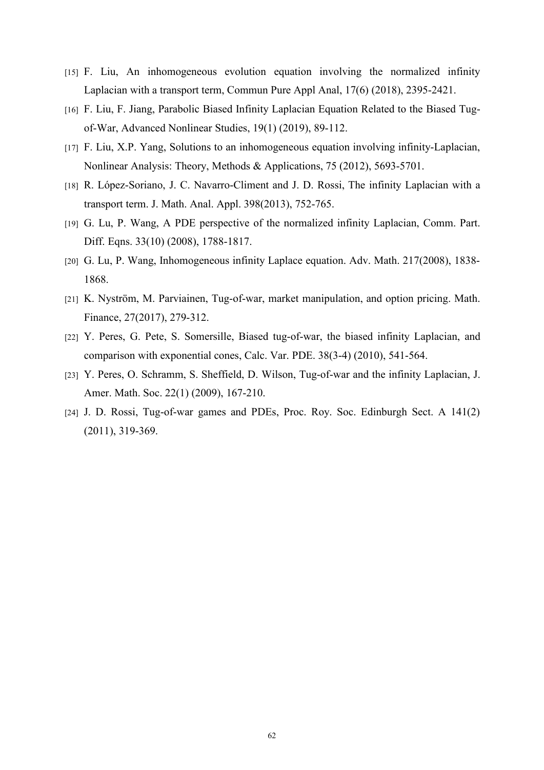[15] F. Liu, An inhomogeneous evolution equation involving the normalized infinity Laplacian with a transport term, Commun Pure Appl Anal, 17(6) (2018), 2395-2421.

[16] F. Liu, F. Jiang, Parabolic Biased Infinity Laplacian Equation Related to the Biased Tug-of-War, Advanced Nonlinear Studies, 19(1) (2019), 89-112.

[17] F. Liu, X.P. Yang, Solutions to an inhomogeneous equation involving infinity-Laplacian, Nonlinear Analysis: Theory, Methods & Applications, 75 (2012), 5693-5701.

[18] R. López-Soriano, J. C. Navarro-Climent and J. D. Rossi, The infinity Laplacian with a transport term. J. Math. Anal. Appl. 398(2013), 752-765.

[19] G. Lu, P. Wang, A PDE perspective of the normalized infinity Laplacian, Comm. Part. Diff. Eqns. 33(10) (2008), 1788-1817.

[20] G. Lu, P. Wang, Inhomogeneous infinity Laplace equation. Adv. Math. 217(2008), 1838-1868.

[21] K. Nyström, M. Parviainen, Tug-of-war, market manipulation, and option pricing. Math. Finance, 27(2017), 279-312.

[22] Y. Peres, G. Pete, S. Somersille, Biased tug-of-war, the biased infinity Laplacian, and comparison with exponential cones, Calc. Var. PDE. 38(3-4) (2010), 541-564.

[23] Y. Peres, O. Schramm, S. Sheffield, D. Wilson, Tug-of-war and the infinity Laplacian, J. Amer. Math. Soc. 22(1) (2009), 167-210.

[24] J. D. Rossi, Tug-of-war games and PDEs, Proc. Roy. Soc. Edinburgh Sect. A 141(2) (2011), 319-369.